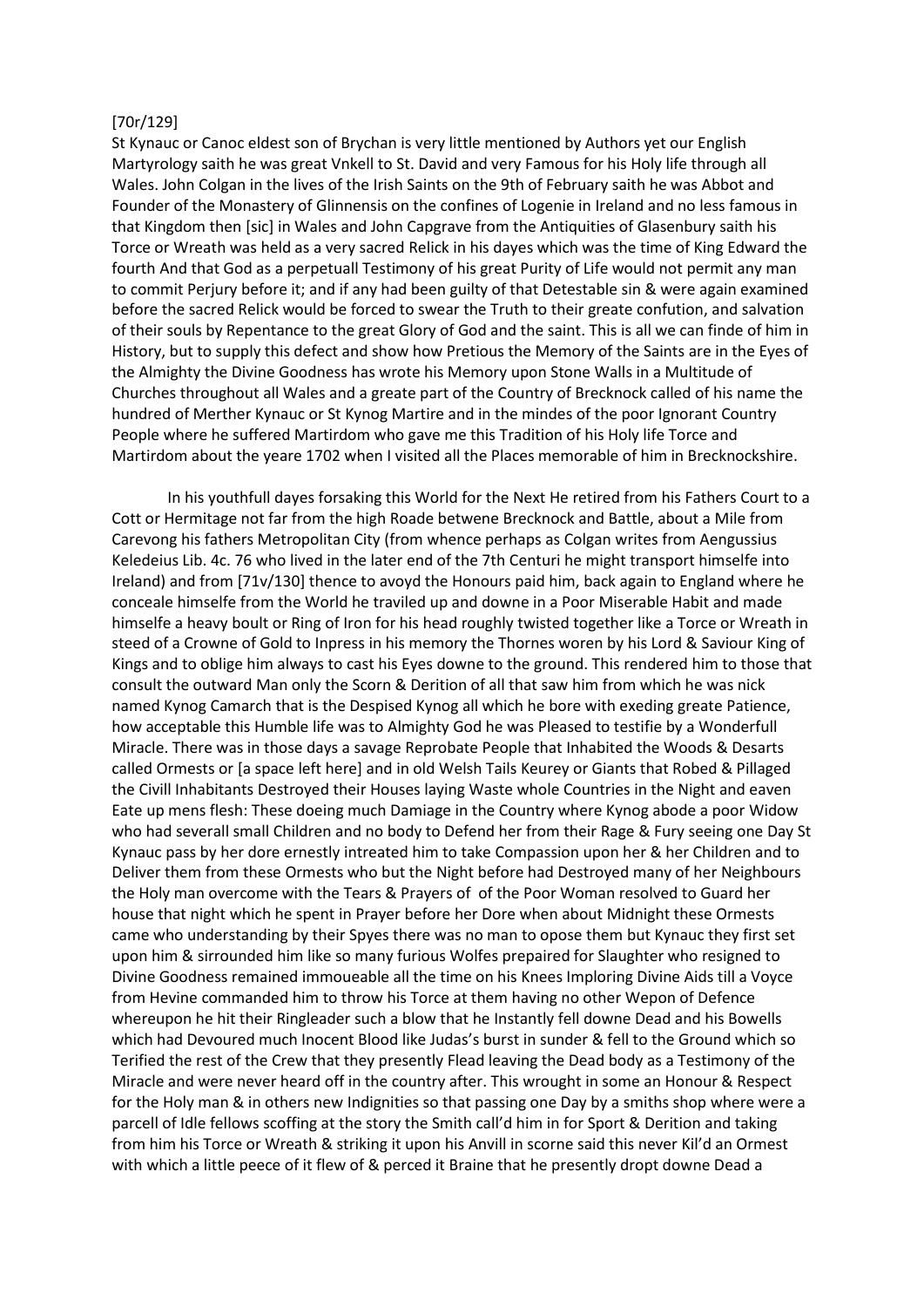[70r/129]

St Kynauc or Canoc eldest son of Brychan is very little mentioned by Authors yet our English Martyrology saith he was great Vnkell to St. David and very Famous for his Holy life through all Wales. John Colgan in the lives of the Irish Saints on the 9th of February saith he was Abbot and Founder of the Monastery of Glinnensis on the confines of Logenie in Ireland and no less famous in that Kingdom then [sic] in Wales and John Capgrave from the Antiquities of Glasenbury saith his Torce or Wreath was held as a very sacred Relick in his dayes which was the time of King Edward the fourth And that God as a perpetuall Testimony of his great Purity of Life would not permit any man to commit Perjury before it; and if any had been guilty of that Detestable sin & were again examined before the sacred Relick would be forced to swear the Truth to their greate confution, and salvation of their souls by Repentance to the great Glory of God and the saint. This is all we can finde of him in History, but to supply this defect and show how Pretious the Memory of the Saints are in the Eyes of the Almighty the Divine Goodness has wrote his Memory upon Stone Walls in a Multitude of Churches throughout all Wales and a greate part of the Country of Brecknock called of his name the hundred of Merther Kynauc or St Kynog Martire and in the mindes of the poor Ignorant Country People where he suffered Martirdom who gave me this Tradition of his Holy life Torce and Martirdom about the yeare 1702 when I visited all the Places memorable of him in Brecknockshire.

In his youthfull dayes forsaking this World for the Next He retired from his Fathers Court to a Cott or Hermitage not far from the high Roade betwene Brecknock and Battle, about a Mile from Carevong his fathers Metropolitan City (from whence perhaps as Colgan writes from Aengussius Keledeius Lib. 4c. 76 who lived in the later end of the 7th Centuri he might transport himselfe into Ireland) and from [71v/130] thence to avoyd the Honours paid him, back again to England where he conceale himselfe from the World he traviled up and downe in a Poor Miserable Habit and made himselfe a heavy boult or Ring of Iron for his head roughly twisted together like a Torce or Wreath in steed of a Crowne of Gold to Inpress in his memory the Thornes woren by his Lord & Saviour King of Kings and to oblige him always to cast his Eyes downe to the ground. This rendered him to those that consult the outward Man only the Scorn & Derition of all that saw him from which he was nick named Kynog Camarch that is the Despised Kynog all which he bore with exeding greate Patience, how acceptable this Humble life was to Almighty God he was Pleased to testifie by a Wonderfull Miracle. There was in those days a savage Reprobate People that Inhabited the Woods & Desarts called Ormests or [a space left here] and in old Welsh Tails Keurey or Giants that Robed & Pillaged the Civill Inhabitants Destroyed their Houses laying Waste whole Countries in the Night and eaven Eate up mens flesh: These doeing much Damiage in the Country where Kynog abode a poor Widow who had severall small Children and no body to Defend her from their Rage & Fury seeing one Day St Kynauc pass by her dore ernestly intreated him to take Compassion upon her & her Children and to Deliver them from these Ormests who but the Night before had Destroyed many of her Neighbours the Holy man overcome with the Tears & Prayers of of the Poor Woman resolved to Guard her house that night which he spent in Prayer before her Dore when about Midnight these Ormests came who understanding by their Spyes there was no man to opose them but Kynauc they first set upon him & sirrounded him like so many furious Wolfes prepaired for Slaughter who resigned to Divine Goodness remained immoueable all the time on his Knees Imploring Divine Aids till a Voyce from Hevine commanded him to throw his Torce at them having no other Wepon of Defence whereupon he hit their Ringleader such a blow that he Instantly fell downe Dead and his Bowells which had Devoured much Inocent Blood like Judas's burst in sunder & fell to the Ground which so Terified the rest of the Crew that they presently Flead leaving the Dead body as a Testimony of the Miracle and were never heard off in the country after. This wrought in some an Honour & Respect for the Holy man & in others new Indignities so that passing one Day by a smiths shop where were a parcell of Idle fellows scoffing at the story the Smith call'd him in for Sport & Derition and taking from him his Torce or Wreath & striking it upon his Anvill in scorne said this never Kil'd an Ormest with which a little peece of it flew of & perced it Braine that he presently dropt downe Dead a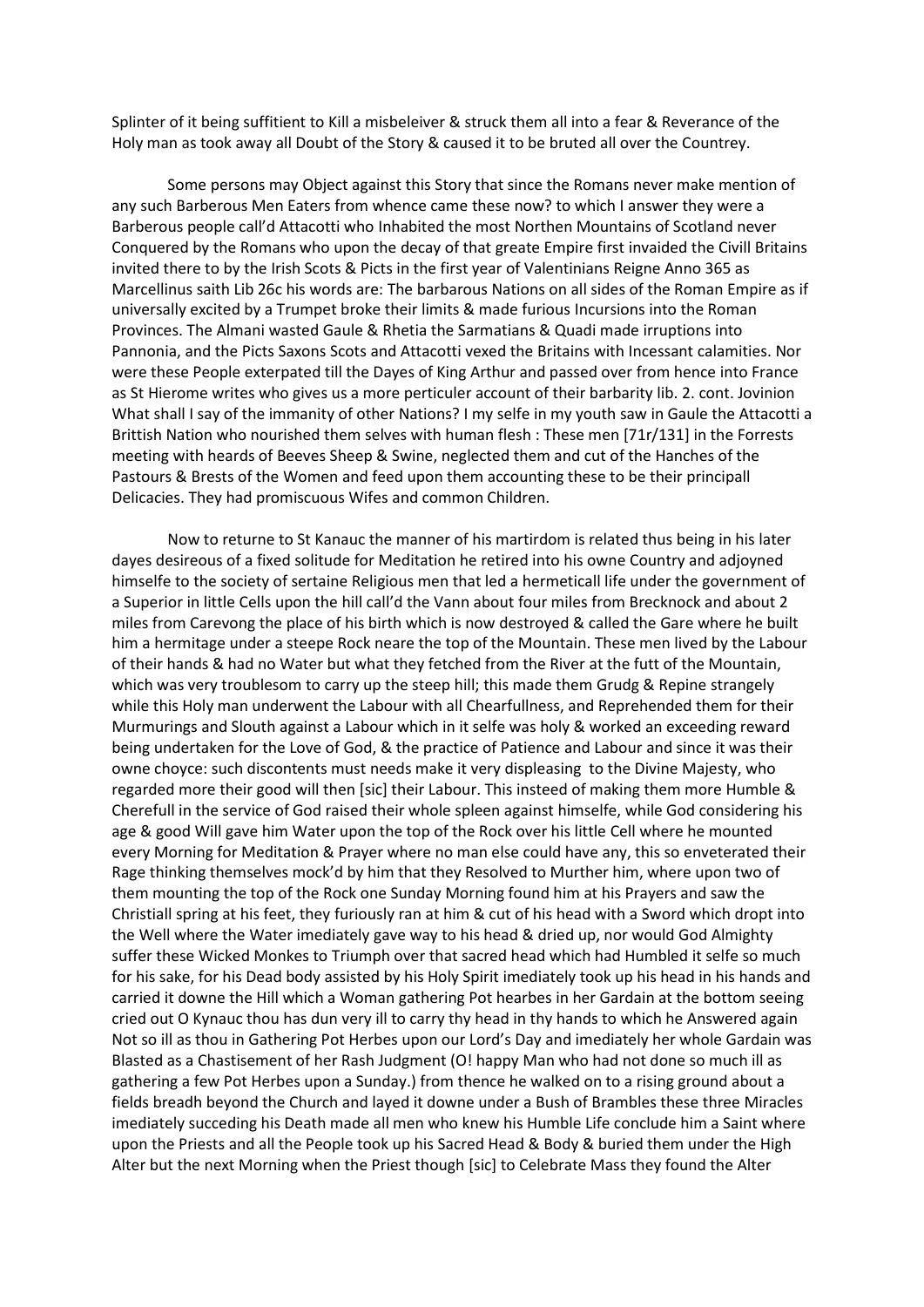Splinter of it being suffitient to Kill a misbeleiver & struck them all into a fear & Reverance of the Holy man as took away all Doubt of the Story & caused it to be bruted all over the Countrey.

Some persons may Object against this Story that since the Romans never make mention of any such Barberous Men Eaters from whence came these now? to which I answer they were a Barberous people call'd Attacotti who Inhabited the most Northen Mountains of Scotland never Conquered by the Romans who upon the decay of that greate Empire first invaided the Civill Britains invited there to by the Irish Scots & Picts in the first year of Valentinians Reigne Anno 365 as Marcellinus saith Lib 26c his words are: The barbarous Nations on all sides of the Roman Empire as if universally excited by a Trumpet broke their limits & made furious Incursions into the Roman Provinces. The Almani wasted Gaule & Rhetia the Sarmatians & Quadi made irruptions into Pannonia, and the Picts Saxons Scots and Attacotti vexed the Britains with Incessant calamities. Nor were these People exterpated till the Dayes of King Arthur and passed over from hence into France as St Hierome writes who gives us a more perticuler account of their barbarity lib. 2. cont. Jovinion What shall I say of the immanity of other Nations? I my selfe in my youth saw in Gaule the Attacotti a Brittish Nation who nourished them selves with human flesh : These men [71r/131] in the Forrests meeting with heards of Beeves Sheep & Swine, neglected them and cut of the Hanches of the Pastours & Brests of the Women and feed upon them accounting these to be their principall Delicacies. They had promiscuous Wifes and common Children.

Now to returne to St Kanauc the manner of his martirdom is related thus being in his later dayes desireous of a fixed solitude for Meditation he retired into his owne Country and adjoyned himselfe to the society of sertaine Religious men that led a hermeticall life under the government of a Superior in little Cells upon the hill call'd the Vann about four miles from Brecknock and about 2 miles from Carevong the place of his birth which is now destroyed & called the Gare where he built him a hermitage under a steepe Rock neare the top of the Mountain. These men lived by the Labour of their hands & had no Water but what they fetched from the River at the futt of the Mountain, which was very troublesom to carry up the steep hill; this made them Grudg & Repine strangely while this Holy man underwent the Labour with all Chearfullness, and Reprehended them for their Murmurings and Slouth against a Labour which in it selfe was holy & worked an exceeding reward being undertaken for the Love of God, & the practice of Patience and Labour and since it was their owne choyce: such discontents must needs make it very displeasing to the Divine Majesty, who regarded more their good will then [sic] their Labour. This insteed of making them more Humble & Cherefull in the service of God raised their whole spleen against himselfe, while God considering his age & good Will gave him Water upon the top of the Rock over his little Cell where he mounted every Morning for Meditation & Prayer where no man else could have any, this so enveterated their Rage thinking themselves mock'd by him that they Resolved to Murther him, where upon two of them mounting the top of the Rock one Sunday Morning found him at his Prayers and saw the Christiall spring at his feet, they furiously ran at him & cut of his head with a Sword which dropt into the Well where the Water imediately gave way to his head & dried up, nor would God Almighty suffer these Wicked Monkes to Triumph over that sacred head which had Humbled it selfe so much for his sake, for his Dead body assisted by his Holy Spirit imediately took up his head in his hands and carried it downe the Hill which a Woman gathering Pot hearbes in her Gardain at the bottom seeing cried out O Kynauc thou has dun very ill to carry thy head in thy hands to which he Answered again Not so ill as thou in Gathering Pot Herbes upon our Lord's Day and imediately her whole Gardain was Blasted as a Chastisement of her Rash Judgment (O! happy Man who had not done so much ill as gathering a few Pot Herbes upon a Sunday.) from thence he walked on to a rising ground about a fields breadh beyond the Church and layed it downe under a Bush of Brambles these three Miracles imediately succeding his Death made all men who knew his Humble Life conclude him a Saint where upon the Priests and all the People took up his Sacred Head & Body & buried them under the High Alter but the next Morning when the Priest though [sic] to Celebrate Mass they found the Alter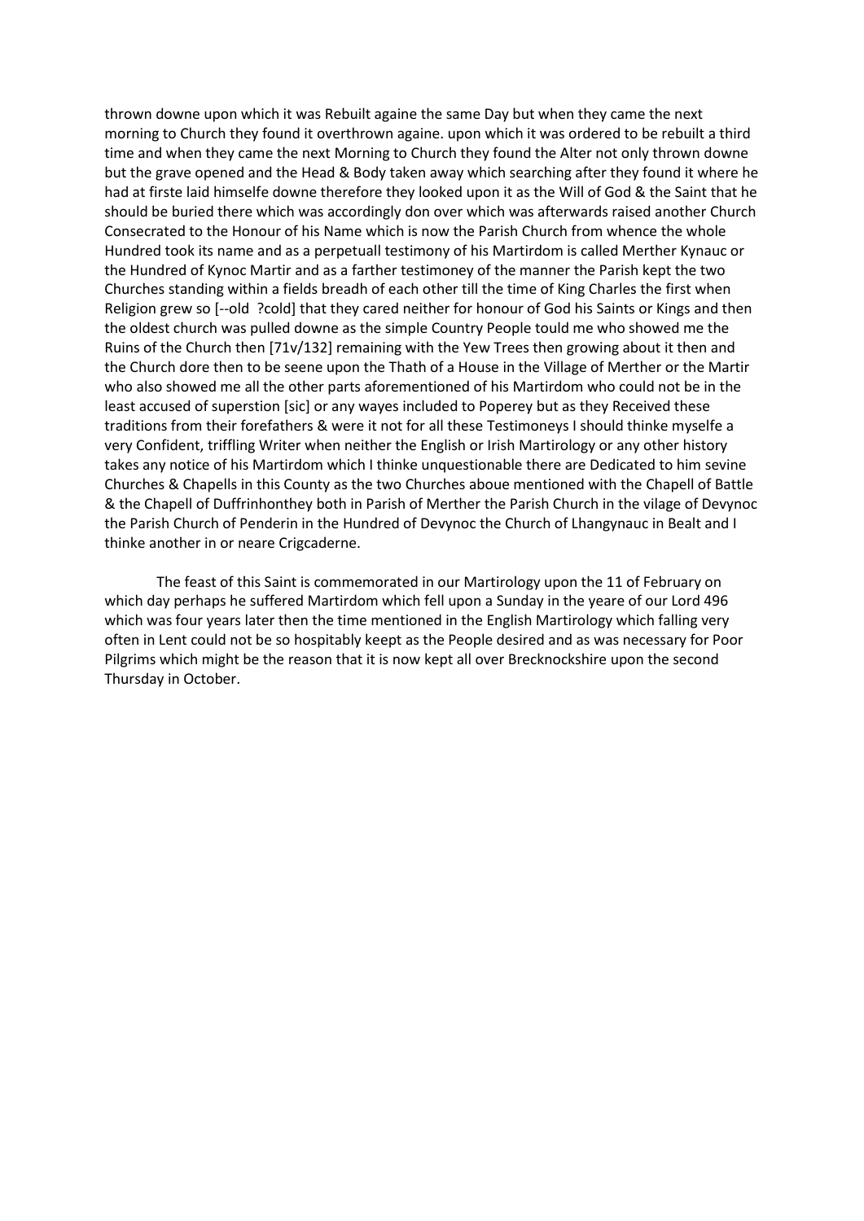thrown downe upon which it was Rebuilt againe the same Day but when they came the next morning to Church they found it overthrown againe. upon which it was ordered to be rebuilt a third time and when they came the next Morning to Church they found the Alter not only thrown downe but the grave opened and the Head & Body taken away which searching after they found it where he had at firste laid himselfe downe therefore they looked upon it as the Will of God & the Saint that he should be buried there which was accordingly don over which was afterwards raised another Church Consecrated to the Honour of his Name which is now the Parish Church from whence the whole Hundred took its name and as a perpetuall testimony of his Martirdom is called Merther Kynauc or the Hundred of Kynoc Martir and as a farther testimoney of the manner the Parish kept the two Churches standing within a fields breadh of each other till the time of King Charles the first when Religion grew so [--old ?cold] that they cared neither for honour of God his Saints or Kings and then the oldest church was pulled downe as the simple Country People tould me who showed me the Ruins of the Church then [71v/132] remaining with the Yew Trees then growing about it then and the Church dore then to be seene upon the Thath of a House in the Village of Merther or the Martir who also showed me all the other parts aforementioned of his Martirdom who could not be in the least accused of superstion [sic] or any wayes included to Poperey but as they Received these traditions from their forefathers & were it not for all these Testimoneys I should thinke myselfe a very Confident, triffling Writer when neither the English or Irish Martirology or any other history takes any notice of his Martirdom which I thinke unquestionable there are Dedicated to him sevine Churches & Chapells in this County as the two Churches aboue mentioned with the Chapell of Battle & the Chapell of Duffrinhonthey both in Parish of Merther the Parish Church in the vilage of Devynoc the Parish Church of Penderin in the Hundred of Devynoc the Church of Lhangynauc in Bealt and I thinke another in or neare Crigcaderne.

The feast of this Saint is commemorated in our Martirology upon the 11 of February on which day perhaps he suffered Martirdom which fell upon a Sunday in the yeare of our Lord 496 which was four years later then the time mentioned in the English Martirology which falling very often in Lent could not be so hospitably keept as the People desired and as was necessary for Poor Pilgrims which might be the reason that it is now kept all over Brecknockshire upon the second Thursday in October.